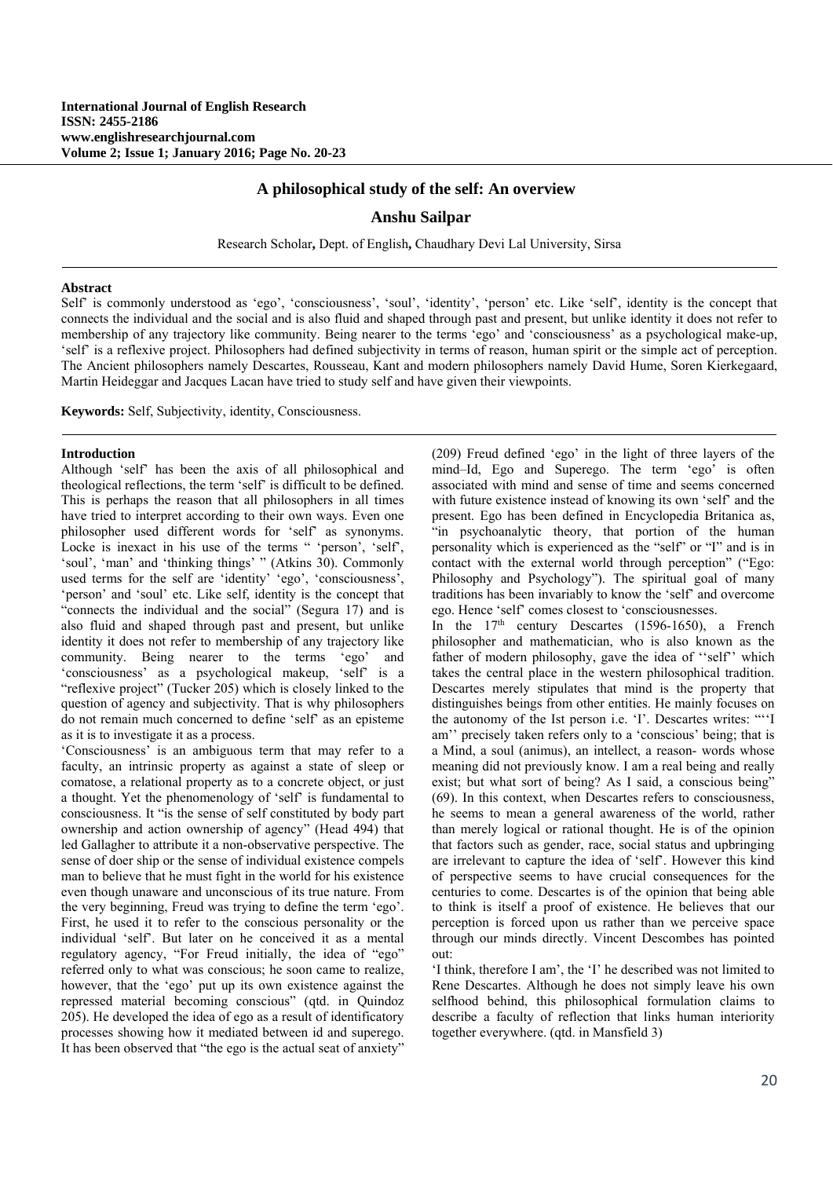# A philosophical study of the self: An overview

**Anshu Sailpar**

Research Scholar**,** Dept. of English**,** Chaudhary Devi Lal University, Sirsa

---

**Abstract**

Self' is commonly understood as 'ego', 'consciousness', 'soul', 'identity', 'person' etc. Like 'self', identity is the concept that connects the individual and the social and is also fluid and shaped through past and present, but unlike identity it does not refer to membership of any trajectory like community. Being nearer to the terms 'ego' and 'consciousness' as a psychological make-up, 'self' is a reflexive project. Philosophers had defined subjectivity in terms of reason, human spirit or the simple act of perception. The Ancient philosophers namely Descartes, Rousseau, Kant and modern philosophers namely David Hume, Soren Kierkegaard, Martin Heideggar and Jacques Lacan have tried to study self and have given their viewpoints.

**Keywords:** Self, Subjectivity, identity, Consciousness.

---

## Introduction

Although 'self' has been the axis of all philosophical and theological reflections, the term 'self' is difficult to be defined. This is perhaps the reason that all philosophers in all times have tried to interpret according to their own ways. Even one philosopher used different words for 'self' as synonyms. Locke is inexact in his use of the terms " 'person', 'self', 'soul', 'man' and 'thinking things' " (Atkins 30). Commonly used terms for the self are 'identity' 'ego', 'consciousness', 'person' and 'soul' etc. Like self, identity is the concept that "connects the individual and the social" (Segura 17) and is also fluid and shaped through past and present, but unlike identity it does not refer to membership of any trajectory like community. Being nearer to the terms 'ego' and 'consciousness' as a psychological makeup, 'self' is a "reflexive project" (Tucker 205) which is closely linked to the question of agency and subjectivity. That is why philosophers do not remain much concerned to define 'self' as an episteme as it is to investigate it as a process.

'Consciousness' is an ambiguous term that may refer to a faculty, an intrinsic property as against a state of sleep or comatose, a relational property as to a concrete object, or just a thought. Yet the phenomenology of 'self' is fundamental to consciousness. It "is the sense of self constituted by body part ownership and action ownership of agency" (Head 494) that led Gallagher to attribute it a non-observative perspective. The sense of doer ship or the sense of individual existence compels man to believe that he must fight in the world for his existence even though unaware and unconscious of its true nature. From the very beginning, Freud was trying to define the term 'ego'. First, he used it to refer to the conscious personality or the individual 'self'. But later on he conceived it as a mental regulatory agency, "For Freud initially, the idea of "ego" referred only to what was conscious; he soon came to realize, however, that the 'ego' put up its own existence against the repressed material becoming conscious" (qtd. in Quindoz 205). He developed the idea of ego as a result of identificatory processes showing how it mediated between id and superego. It has been observed that "the ego is the actual seat of anxiety" (209) Freud defined 'ego' in the light of three layers of the mind–Id, Ego and Superego. The term 'ego' is often associated with mind and sense of time and seems concerned with future existence instead of knowing its own 'self' and the present. Ego has been defined in Encyclopedia Britanica as, "in psychoanalytic theory, that portion of the human personality which is experienced as the "self" or "I" and is in contact with the external world through perception" ("Ego: Philosophy and Psychology"). The spiritual goal of many traditions has been invariably to know the 'self' and overcome ego. Hence 'self' comes closest to 'consciousnesses.

In the 17th century Descartes (1596-1650), a French philosopher and mathematician, who is also known as the father of modern philosophy, gave the idea of ''self'' which takes the central place in the western philosophical tradition. Descartes merely stipulates that mind is the property that distinguishes beings from other entities. He mainly focuses on the autonomy of the Ist person i.e. 'I'. Descartes writes: "''I am'' precisely taken refers only to a 'conscious' being; that is a Mind, a soul (animus), an intellect, a reason- words whose meaning did not previously know. I am a real being and really exist; but what sort of being? As I said, a conscious being" (69). In this context, when Descartes refers to consciousness, he seems to mean a general awareness of the world, rather than merely logical or rational thought. He is of the opinion that factors such as gender, race, social status and upbringing are irrelevant to capture the idea of 'self'. However this kind of perspective seems to have crucial consequences for the centuries to come. Descartes is of the opinion that being able to think is itself a proof of existence. He believes that our perception is forced upon us rather than we perceive space through our minds directly. Vincent Descombes has pointed out:

> 'I think, therefore I am', the 'I' he described was not limited to Rene Descartes. Although he does not simply leave his own selfhood behind, this philosophical formulation claims to describe a faculty of reflection that links human interiority together everywhere. (qtd. in Mansfield 3)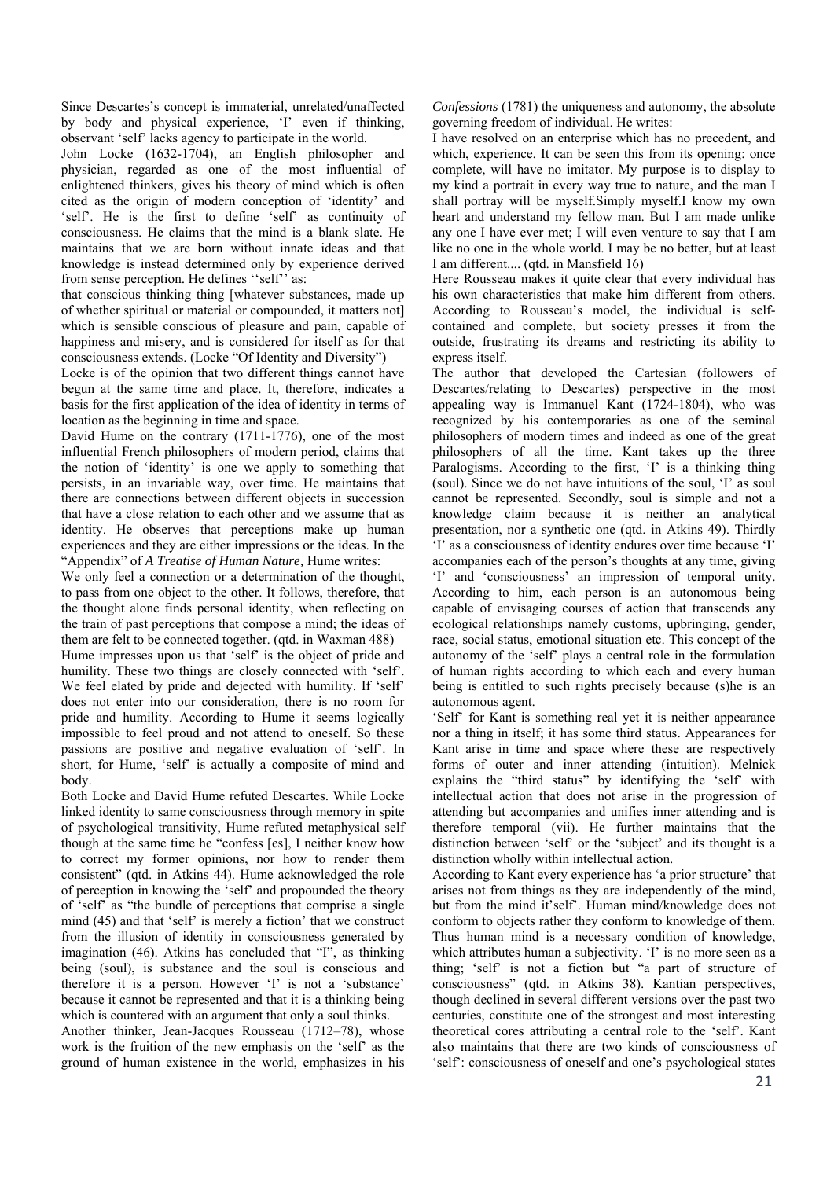Since Descartes's concept is immaterial, unrelated/unaffected by body and physical experience, 'I' even if thinking, observant 'self' lacks agency to participate in the world.

John Locke (1632-1704), an English philosopher and physician, regarded as one of the most influential of enlightened thinkers, gives his theory of mind which is often cited as the origin of modern conception of 'identity' and 'self'. He is the first to define 'self' as continuity of consciousness. He claims that the mind is a blank slate. He maintains that we are born without innate ideas and that knowledge is instead determined only by experience derived from sense perception. He defines ''self'' as:

that conscious thinking thing [whatever substances, made up of whether spiritual or material or compounded, it matters not] which is sensible conscious of pleasure and pain, capable of happiness and misery, and is considered for itself as for that consciousness extends. (Locke "Of Identity and Diversity")

Locke is of the opinion that two different things cannot have begun at the same time and place. It, therefore, indicates a basis for the first application of the idea of identity in terms of location as the beginning in time and space.

David Hume on the contrary (1711-1776), one of the most influential French philosophers of modern period, claims that the notion of 'identity' is one we apply to something that persists, in an invariable way, over time. He maintains that there are connections between different objects in succession that have a close relation to each other and we assume that as identity. He observes that perceptions make up human experiences and they are either impressions or the ideas. In the "Appendix" of *A Treatise of Human Nature,* Hume writes:

We only feel a connection or a determination of the thought, to pass from one object to the other. It follows, therefore, that the thought alone finds personal identity, when reflecting on the train of past perceptions that compose a mind; the ideas of them are felt to be connected together. (qtd. in Waxman 488)

Hume impresses upon us that 'self' is the object of pride and humility. These two things are closely connected with 'self'. We feel elated by pride and dejected with humility. If 'self' does not enter into our consideration, there is no room for pride and humility. According to Hume it seems logically impossible to feel proud and not attend to oneself. So these passions are positive and negative evaluation of 'self'. In short, for Hume, 'self' is actually a composite of mind and body.

Both Locke and David Hume refuted Descartes. While Locke linked identity to same consciousness through memory in spite of psychological transitivity, Hume refuted metaphysical self though at the same time he "confess [es], I neither know how to correct my former opinions, nor how to render them consistent" (qtd. in Atkins 44). Hume acknowledged the role of perception in knowing the 'self' and propounded the theory of 'self' as "the bundle of perceptions that comprise a single mind (45) and that 'self' is merely a fiction' that we construct from the illusion of identity in consciousness generated by imagination (46). Atkins has concluded that "I", as thinking being (soul), is substance and the soul is conscious and therefore it is a person. However 'I' is not a 'substance' because it cannot be represented and that it is a thinking being which is countered with an argument that only a soul thinks.

Another thinker, Jean-Jacques Rousseau (1712–78), whose work is the fruition of the new emphasis on the 'self' as the ground of human existence in the world, emphasizes in his *Confessions* (1781) the uniqueness and autonomy, the absolute governing freedom of individual. He writes:

I have resolved on an enterprise which has no precedent, and which, experience. It can be seen this from its opening: once complete, will have no imitator. My purpose is to display to my kind a portrait in every way true to nature, and the man I shall portray will be myself.Simply myself.I know my own heart and understand my fellow man. But I am made unlike any one I have ever met; I will even venture to say that I am like no one in the whole world. I may be no better, but at least I am different.... (qtd. in Mansfield 16)

Here Rousseau makes it quite clear that every individual has his own characteristics that make him different from others. According to Rousseau's model, the individual is self-contained and complete, but society presses it from the outside, frustrating its dreams and restricting its ability to express itself.

The author that developed the Cartesian (followers of Descartes/relating to Descartes) perspective in the most appealing way is Immanuel Kant (1724-1804), who was recognized by his contemporaries as one of the seminal philosophers of modern times and indeed as one of the great philosophers of all the time. Kant takes up the three Paralogisms. According to the first, 'I' is a thinking thing (soul). Since we do not have intuitions of the soul, 'I' as soul cannot be represented. Secondly, soul is simple and not a knowledge claim because it is neither an analytical presentation, nor a synthetic one (qtd. in Atkins 49). Thirdly 'I' as a consciousness of identity endures over time because 'I' accompanies each of the person's thoughts at any time, giving 'I' and 'consciousness' an impression of temporal unity. According to him, each person is an autonomous being capable of envisaging courses of action that transcends any ecological relationships namely customs, upbringing, gender, race, social status, emotional situation etc. This concept of the autonomy of the 'self' plays a central role in the formulation of human rights according to which each and every human being is entitled to such rights precisely because (s)he is an autonomous agent.

'Self' for Kant is something real yet it is neither appearance nor a thing in itself; it has some third status. Appearances for Kant arise in time and space where these are respectively forms of outer and inner attending (intuition). Melnick explains the "third status" by identifying the 'self' with intellectual action that does not arise in the progression of attending but accompanies and unifies inner attending and is therefore temporal (vii). He further maintains that the distinction between 'self' or the 'subject' and its thought is a distinction wholly within intellectual action.

According to Kant every experience has 'a prior structure' that arises not from things as they are independently of the mind, but from the mind it'self'. Human mind/knowledge does not conform to objects rather they conform to knowledge of them. Thus human mind is a necessary condition of knowledge, which attributes human a subjectivity. 'I' is no more seen as a thing; 'self' is not a fiction but "a part of structure of consciousness" (qtd. in Atkins 38). Kantian perspectives, though declined in several different versions over the past two centuries, constitute one of the strongest and most interesting theoretical cores attributing a central role to the 'self'. Kant also maintains that there are two kinds of consciousness of 'self': consciousness of oneself and one's psychological states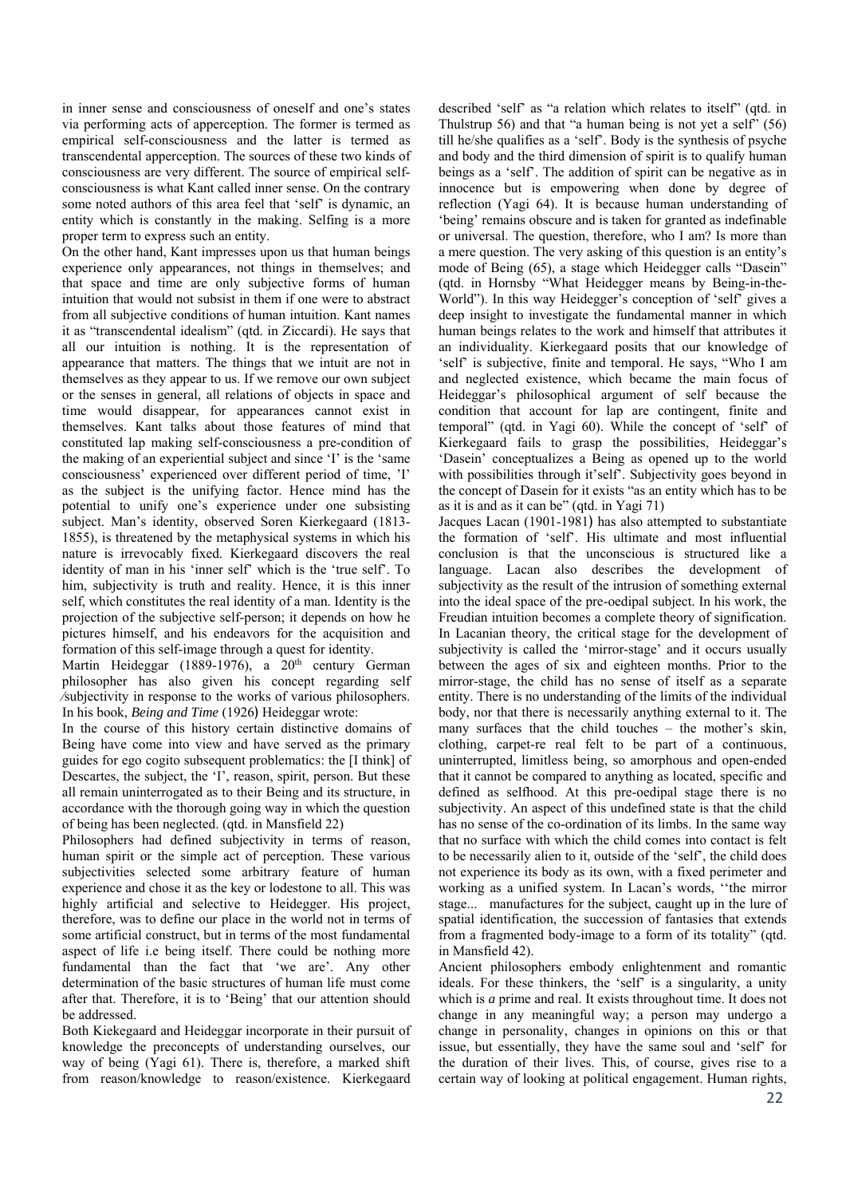in inner sense and consciousness of oneself and one's states via performing acts of apperception. The former is termed as empirical self-consciousness and the latter is termed as transcendental apperception. The sources of these two kinds of consciousness are very different. The source of empirical self-consciousness is what Kant called inner sense. On the contrary some noted authors of this area feel that 'self' is dynamic, an entity which is constantly in the making. Selfing is a more proper term to express such an entity.

On the other hand, Kant impresses upon us that human beings experience only appearances, not things in themselves; and that space and time are only subjective forms of human intuition that would not subsist in them if one were to abstract from all subjective conditions of human intuition. Kant names it as "transcendental idealism" (qtd. in Ziccardi). He says that all our intuition is nothing. It is the representation of appearance that matters. The things that we intuit are not in themselves as they appear to us. If we remove our own subject or the senses in general, all relations of objects in space and time would disappear, for appearances cannot exist in themselves. Kant talks about those features of mind that constituted lap making self-consciousness a pre-condition of the making of an experiential subject and since 'I' is the 'same consciousness' experienced over different period of time, 'I' as the subject is the unifying factor. Hence mind has the potential to unify one's experience under one subsisting subject. Man's identity, observed Soren Kierkegaard (1813-1855), is threatened by the metaphysical systems in which his nature is irrevocably fixed. Kierkegaard discovers the real identity of man in his 'inner self' which is the 'true self'. To him, subjectivity is truth and reality. Hence, it is this inner self, which constitutes the real identity of a man. Identity is the projection of the subjective self-person; it depends on how he pictures himself, and his endeavors for the acquisition and formation of this self-image through a quest for identity.

Martin Heideggar (1889-1976), a 20th century German philosopher has also given his concept regarding self ⁄subjectivity in response to the works of various philosophers. In his book, *Being and Time* (1926) Heideggar wrote:

In the course of this history certain distinctive domains of Being have come into view and have served as the primary guides for ego cogito subsequent problematics: the [I think] of Descartes, the subject, the 'I', reason, spirit, person. But these all remain uninterrogated as to their Being and its structure, in accordance with the thorough going way in which the question of being has been neglected. (qtd. in Mansfield 22)

Philosophers had defined subjectivity in terms of reason, human spirit or the simple act of perception. These various subjectivities selected some arbitrary feature of human experience and chose it as the key or lodestone to all. This was highly artificial and selective to Heidegger. His project, therefore, was to define our place in the world not in terms of some artificial construct, but in terms of the most fundamental aspect of life i.e being itself. There could be nothing more fundamental than the fact that 'we are'. Any other determination of the basic structures of human life must come after that. Therefore, it is to 'Being' that our attention should be addressed.

Both Kiekegaard and Heideggar incorporate in their pursuit of knowledge the preconcepts of understanding ourselves, our way of being (Yagi 61). There is, therefore, a marked shift from reason/knowledge to reason/existence. Kierkegaard described 'self' as "a relation which relates to itself" (qtd. in Thulstrup 56) and that "a human being is not yet a self" (56) till he/she qualifies as a 'self'. Body is the synthesis of psyche and body and the third dimension of spirit is to qualify human beings as a 'self'. The addition of spirit can be negative as in innocence but is empowering when done by degree of reflection (Yagi 64). It is because human understanding of 'being' remains obscure and is taken for granted as indefinable or universal. The question, therefore, who I am? Is more than a mere question. The very asking of this question is an entity's mode of Being (65), a stage which Heidegger calls "Dasein" (qtd. in Hornsby "What Heidegger means by Being-in-the-World"). In this way Heidegger's conception of 'self' gives a deep insight to investigate the fundamental manner in which human beings relates to the work and himself that attributes it an individuality. Kierkegaard posits that our knowledge of 'self' is subjective, finite and temporal. He says, "Who I am and neglected existence, which became the main focus of Heideggar's philosophical argument of self because the condition that account for lap are contingent, finite and temporal" (qtd. in Yagi 60). While the concept of 'self' of Kierkegaard fails to grasp the possibilities, Heideggar's 'Dasein' conceptualizes a Being as opened up to the world with possibilities through it'self'. Subjectivity goes beyond in the concept of Dasein for it exists "as an entity which has to be as it is and as it can be" (qtd. in Yagi 71)

Jacques Lacan (1901-1981) has also attempted to substantiate the formation of 'self'. His ultimate and most influential conclusion is that the unconscious is structured like a language. Lacan also describes the development of subjectivity as the result of the intrusion of something external into the ideal space of the pre-oedipal subject. In his work, the Freudian intuition becomes a complete theory of signification. In Lacanian theory, the critical stage for the development of subjectivity is called the 'mirror-stage' and it occurs usually between the ages of six and eighteen months. Prior to the mirror-stage, the child has no sense of itself as a separate entity. There is no understanding of the limits of the individual body, nor that there is necessarily anything external to it. The many surfaces that the child touches – the mother's skin, clothing, carpet-re real felt to be part of a continuous, uninterrupted, limitless being, so amorphous and open-ended that it cannot be compared to anything as located, specific and defined as selfhood. At this pre-oedipal stage there is no subjectivity. An aspect of this undefined state is that the child has no sense of the co-ordination of its limbs. In the same way that no surface with which the child comes into contact is felt to be necessarily alien to it, outside of the 'self', the child does not experience its body as its own, with a fixed perimeter and working as a unified system. In Lacan's words, ''the mirror stage... manufactures for the subject, caught up in the lure of spatial identification, the succession of fantasies that extends from a fragmented body-image to a form of its totality" (qtd. in Mansfield 42).

Ancient philosophers embody enlightenment and romantic ideals. For these thinkers, the 'self' is a singularity, a unity which is *a* prime and real. It exists throughout time. It does not change in any meaningful way; a person may undergo a change in personality, changes in opinions on this or that issue, but essentially, they have the same soul and 'self' for the duration of their lives. This, of course, gives rise to a certain way of looking at political engagement. Human rights,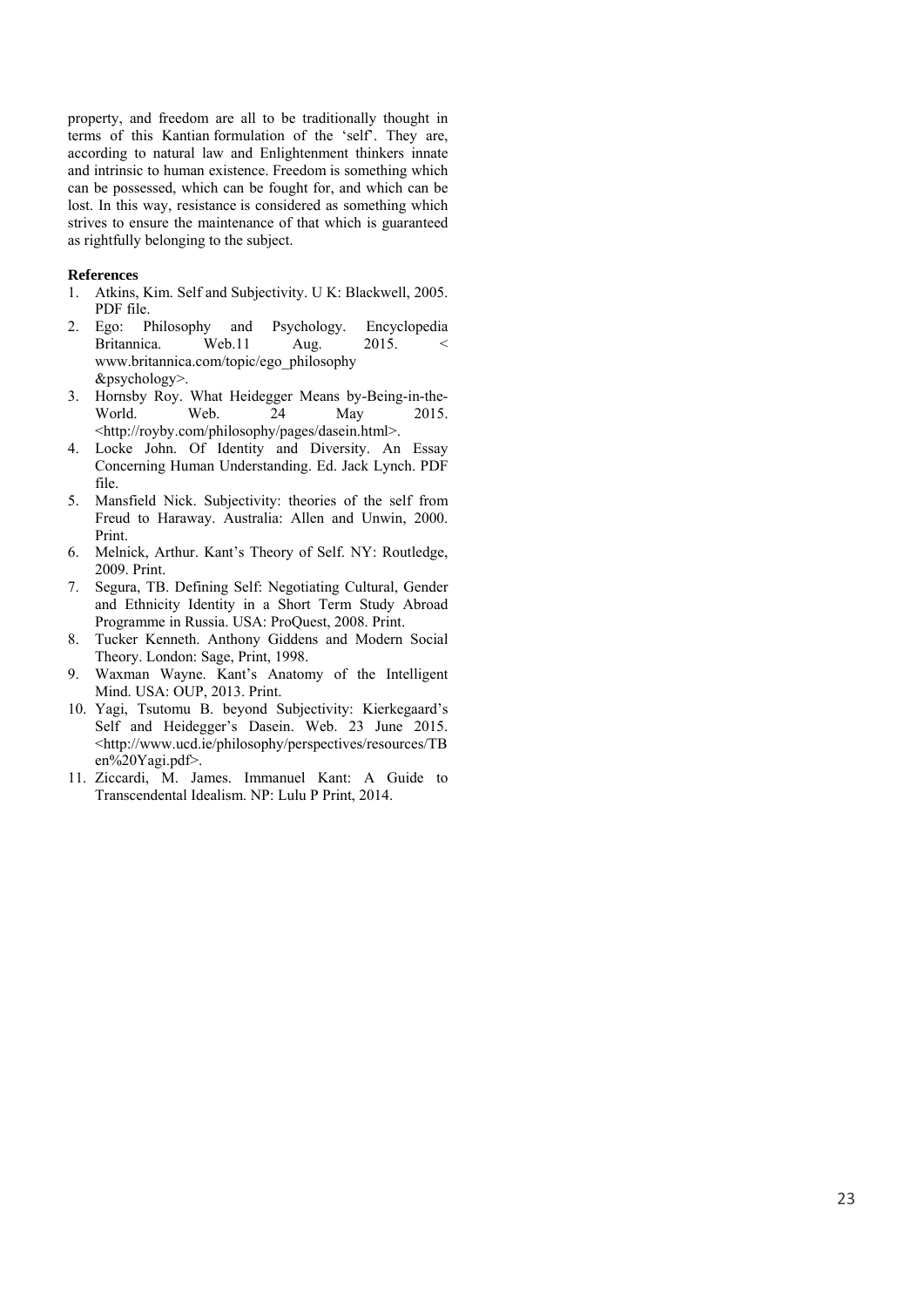property, and freedom are all to be traditionally thought in terms of this Kantian formulation of the 'self'. They are, according to natural law and Enlightenment thinkers innate and intrinsic to human existence. Freedom is something which can be possessed, which can be fought for, and which can be lost. In this way, resistance is considered as something which strives to ensure the maintenance of that which is guaranteed as rightfully belonging to the subject.

**References**

1. Atkins, Kim. Self and Subjectivity. U K: Blackwell, 2005. PDF file.
2. Ego: Philosophy and Psychology. Encyclopedia Britannica. Web.11 Aug. 2015. < www.britannica.com/topic/ego_philosophy &psychology>.
3. Hornsby Roy. What Heidegger Means by-Being-in-the-World. Web. 24 May 2015. <http://royby.com/philosophy/pages/dasein.html>.
4. Locke John. Of Identity and Diversity. An Essay Concerning Human Understanding. Ed. Jack Lynch. PDF file.
5. Mansfield Nick. Subjectivity: theories of the self from Freud to Haraway. Australia: Allen and Unwin, 2000. Print.
6. Melnick, Arthur. Kant's Theory of Self. NY: Routledge, 2009. Print.
7. Segura, TB. Defining Self: Negotiating Cultural, Gender and Ethnicity Identity in a Short Term Study Abroad Programme in Russia. USA: ProQuest, 2008. Print.
8. Tucker Kenneth. Anthony Giddens and Modern Social Theory. London: Sage, Print, 1998.
9. Waxman Wayne. Kant's Anatomy of the Intelligent Mind. USA: OUP, 2013. Print.
10. Yagi, Tsutomu B. beyond Subjectivity: Kierkegaard's Self and Heidegger's Dasein. Web. 23 June 2015. <http://www.ucd.ie/philosophy/perspectives/resources/TBen%20Yagi.pdf>.
11. Ziccardi, M. James. Immanuel Kant: A Guide to Transcendental Idealism. NP: Lulu P Print, 2014.